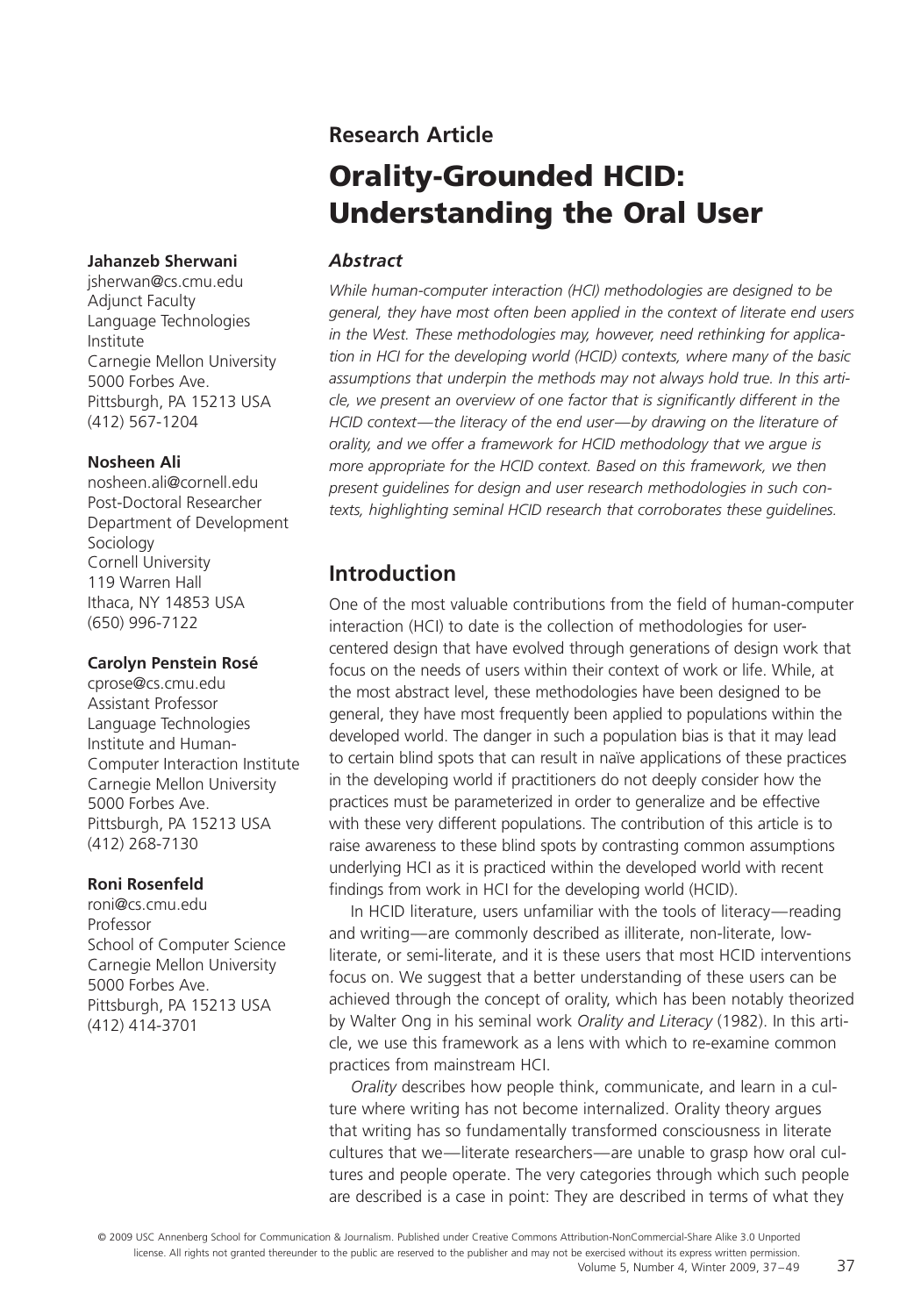Research Article

# Orality-Grounded HCID: Understanding the Oral User

**Jahanzeb Sherwani**
jsherwan@cs.cmu.edu
Adjunct Faculty
Language Technologies Institute
Carnegie Mellon University
5000 Forbes Ave.
Pittsburgh, PA 15213 USA
(412) 567-1204

**Nosheen Ali**
nosheen.ali@cornell.edu
Post-Doctoral Researcher
Department of Development Sociology
Cornell University
119 Warren Hall
Ithaca, NY 14853 USA
(650) 996-7122

**Carolyn Penstein Rosé**
cprose@cs.cmu.edu
Assistant Professor
Language Technologies Institute and Human-Computer Interaction Institute
Carnegie Mellon University
5000 Forbes Ave.
Pittsburgh, PA 15213 USA
(412) 268-7130

**Roni Rosenfeld**
roni@cs.cmu.edu
Professor
School of Computer Science
Carnegie Mellon University
5000 Forbes Ave.
Pittsburgh, PA 15213 USA
(412) 414-3701

### *Abstract*

*While human-computer interaction (HCI) methodologies are designed to be general, they have most often been applied in the context of literate end users in the West. These methodologies may, however, need rethinking for application in HCI for the developing world (HCID) contexts, where many of the basic assumptions that underpin the methods may not always hold true. In this article, we present an overview of one factor that is significantly different in the HCID context—the literacy of the end user—by drawing on the literature of orality, and we offer a framework for HCID methodology that we argue is more appropriate for the HCID context. Based on this framework, we then present guidelines for design and user research methodologies in such contexts, highlighting seminal HCID research that corroborates these guidelines.*

## Introduction

One of the most valuable contributions from the field of human-computer interaction (HCI) to date is the collection of methodologies for user-centered design that have evolved through generations of design work that focus on the needs of users within their context of work or life. While, at the most abstract level, these methodologies have been designed to be general, they have most frequently been applied to populations within the developed world. The danger in such a population bias is that it may lead to certain blind spots that can result in naïve applications of these practices in the developing world if practitioners do not deeply consider how the practices must be parameterized in order to generalize and be effective with these very different populations. The contribution of this article is to raise awareness to these blind spots by contrasting common assumptions underlying HCI as it is practiced within the developed world with recent findings from work in HCI for the developing world (HCID).

In HCID literature, users unfamiliar with the tools of literacy—reading and writing—are commonly described as illiterate, non-literate, low-literate, or semi-literate, and it is these users that most HCID interventions focus on. We suggest that a better understanding of these users can be achieved through the concept of orality, which has been notably theorized by Walter Ong in his seminal work *Orality and Literacy* (1982). In this article, we use this framework as a lens with which to re-examine common practices from mainstream HCI.

*Orality* describes how people think, communicate, and learn in a culture where writing has not become internalized. Orality theory argues that writing has so fundamentally transformed consciousness in literate cultures that we—literate researchers—are unable to grasp how oral cultures and people operate. The very categories through which such people are described is a case in point: They are described in terms of what they

© 2009 USC Annenberg School for Communication & Journalism. Published under Creative Commons Attribution-NonCommercial-Share Alike 3.0 Unported license. All rights not granted thereunder to the public are reserved to the publisher and may not be exercised without its express written permission.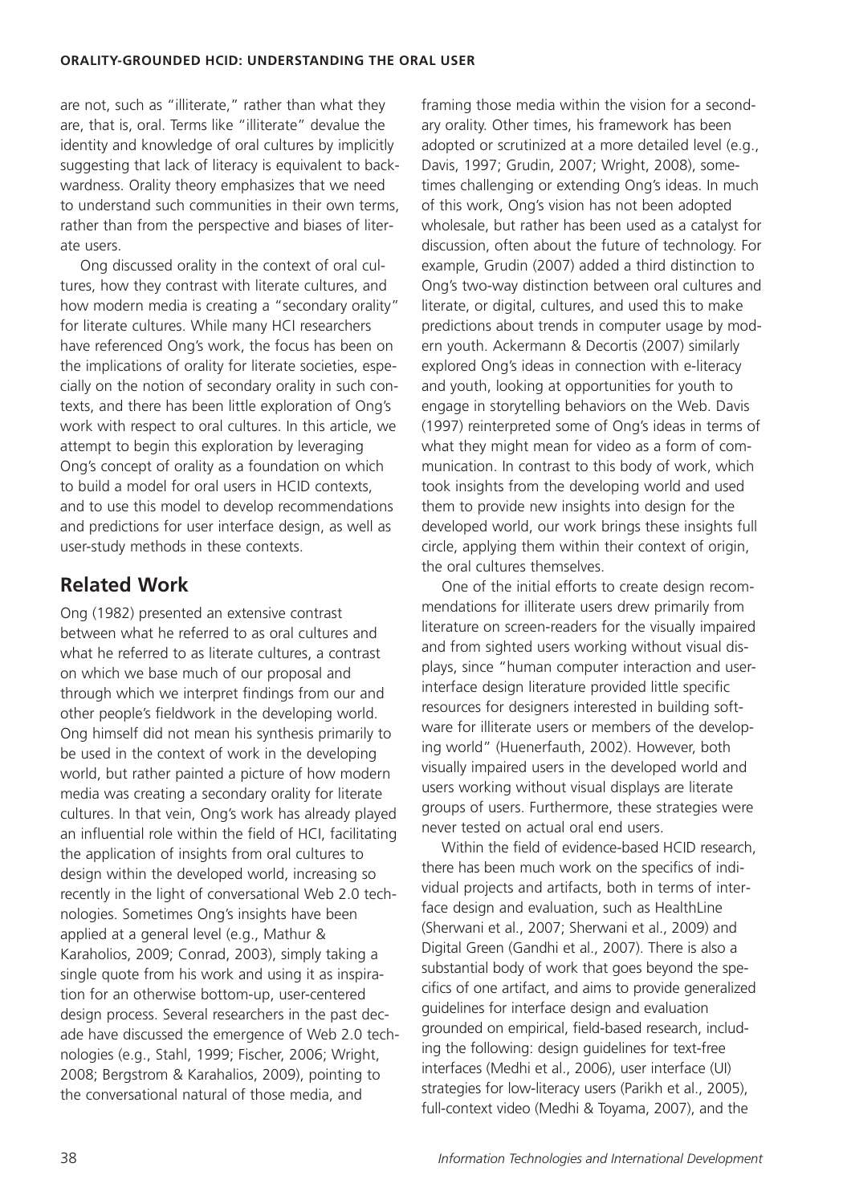are not, such as "illiterate," rather than what they are, that is, oral. Terms like "illiterate" devalue the identity and knowledge of oral cultures by implicitly suggesting that lack of literacy is equivalent to backwardness. Orality theory emphasizes that we need to understand such communities in their own terms, rather than from the perspective and biases of literate users.

Ong discussed orality in the context of oral cultures, how they contrast with literate cultures, and how modern media is creating a "secondary orality" for literate cultures. While many HCI researchers have referenced Ong's work, the focus has been on the implications of orality for literate societies, especially on the notion of secondary orality in such contexts, and there has been little exploration of Ong's work with respect to oral cultures. In this article, we attempt to begin this exploration by leveraging Ong's concept of orality as a foundation on which to build a model for oral users in HCID contexts, and to use this model to develop recommendations and predictions for user interface design, as well as user-study methods in these contexts.

## Related Work

Ong (1982) presented an extensive contrast between what he referred to as oral cultures and what he referred to as literate cultures, a contrast on which we base much of our proposal and through which we interpret findings from our and other people's fieldwork in the developing world. Ong himself did not mean his synthesis primarily to be used in the context of work in the developing world, but rather painted a picture of how modern media was creating a secondary orality for literate cultures. In that vein, Ong's work has already played an influential role within the field of HCI, facilitating the application of insights from oral cultures to design within the developed world, increasing so recently in the light of conversational Web 2.0 technologies. Sometimes Ong's insights have been applied at a general level (e.g., Mathur & Karaholios, 2009; Conrad, 2003), simply taking a single quote from his work and using it as inspiration for an otherwise bottom-up, user-centered design process. Several researchers in the past decade have discussed the emergence of Web 2.0 technologies (e.g., Stahl, 1999; Fischer, 2006; Wright, 2008; Bergstrom & Karahalios, 2009), pointing to the conversational natural of those media, and framing those media within the vision for a secondary orality. Other times, his framework has been adopted or scrutinized at a more detailed level (e.g., Davis, 1997; Grudin, 2007; Wright, 2008), sometimes challenging or extending Ong's ideas. In much of this work, Ong's vision has not been adopted wholesale, but rather has been used as a catalyst for discussion, often about the future of technology. For example, Grudin (2007) added a third distinction to Ong's two-way distinction between oral cultures and literate, or digital, cultures, and used this to make predictions about trends in computer usage by modern youth. Ackermann & Decortis (2007) similarly explored Ong's ideas in connection with e-literacy and youth, looking at opportunities for youth to engage in storytelling behaviors on the Web. Davis (1997) reinterpreted some of Ong's ideas in terms of what they might mean for video as a form of communication. In contrast to this body of work, which took insights from the developing world and used them to provide new insights into design for the developed world, our work brings these insights full circle, applying them within their context of origin, the oral cultures themselves.

One of the initial efforts to create design recommendations for illiterate users drew primarily from literature on screen-readers for the visually impaired and from sighted users working without visual displays, since "human computer interaction and user-interface design literature provided little specific resources for designers interested in building software for illiterate users or members of the developing world" (Huenerfauth, 2002). However, both visually impaired users in the developed world and users working without visual displays are literate groups of users. Furthermore, these strategies were never tested on actual oral end users.

Within the field of evidence-based HCID research, there has been much work on the specifics of individual projects and artifacts, both in terms of interface design and evaluation, such as HealthLine (Sherwani et al., 2007; Sherwani et al., 2009) and Digital Green (Gandhi et al., 2007). There is also a substantial body of work that goes beyond the specifics of one artifact, and aims to provide generalized guidelines for interface design and evaluation grounded on empirical, field-based research, including the following: design guidelines for text-free interfaces (Medhi et al., 2006), user interface (UI) strategies for low-literacy users (Parikh et al., 2005), full-context video (Medhi & Toyama, 2007), and the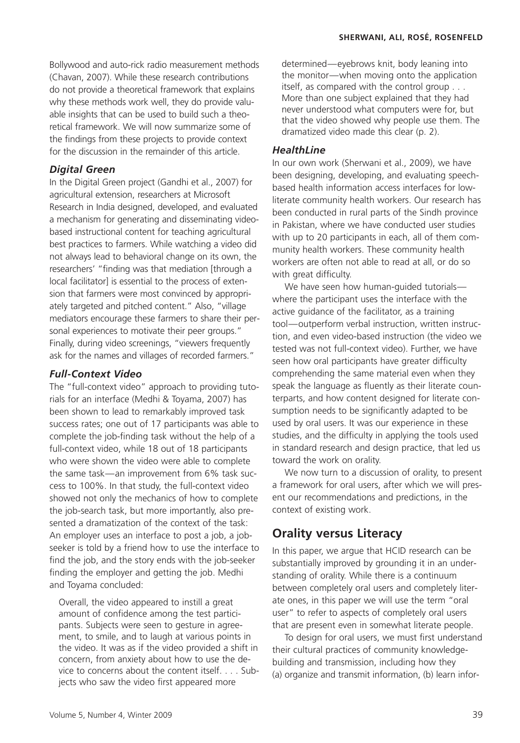Bollywood and auto-rick radio measurement methods (Chavan, 2007). While these research contributions do not provide a theoretical framework that explains why these methods work well, they do provide valuable insights that can be used to build such a theoretical framework. We will now summarize some of the findings from these projects to provide context for the discussion in the remainder of this article.

### *Digital Green*

In the Digital Green project (Gandhi et al., 2007) for agricultural extension, researchers at Microsoft Research in India designed, developed, and evaluated a mechanism for generating and disseminating video-based instructional content for teaching agricultural best practices to farmers. While watching a video did not always lead to behavioral change on its own, the researchers' "finding was that mediation [through a local facilitator] is essential to the process of extension that farmers were most convinced by appropriately targeted and pitched content." Also, "village mediators encourage these farmers to share their personal experiences to motivate their peer groups." Finally, during video screenings, "viewers frequently ask for the names and villages of recorded farmers."

### *Full-Context Video*

The "full-context video" approach to providing tutorials for an interface (Medhi & Toyama, 2007) has been shown to lead to remarkably improved task success rates; one out of 17 participants was able to complete the job-finding task without the help of a full-context video, while 18 out of 18 participants who were shown the video were able to complete the same task—an improvement from 6% task success to 100%. In that study, the full-context video showed not only the mechanics of how to complete the job-search task, but more importantly, also presented a dramatization of the context of the task: An employer uses an interface to post a job, a job-seeker is told by a friend how to use the interface to find the job, and the story ends with the job-seeker finding the employer and getting the job. Medhi and Toyama concluded:

> Overall, the video appeared to instill a great amount of confidence among the test participants. Subjects were seen to gesture in agreement, to smile, and to laugh at various points in the video. It was as if the video provided a shift in concern, from anxiety about how to use the device to concerns about the content itself. . . . Subjects who saw the video first appeared more determined—eyebrows knit, body leaning into the monitor—when moving onto the application itself, as compared with the control group . . . More than one subject explained that they had never understood what computers were for, but that the video showed why people use them. The dramatized video made this clear (p. 2).

### *HealthLine*

In our own work (Sherwani et al., 2009), we have been designing, developing, and evaluating speech-based health information access interfaces for low-literate community health workers. Our research has been conducted in rural parts of the Sindh province in Pakistan, where we have conducted user studies with up to 20 participants in each, all of them community health workers. These community health workers are often not able to read at all, or do so with great difficulty.

We have seen how human-guided tutorials—where the participant uses the interface with the active guidance of the facilitator, as a training tool—outperform verbal instruction, written instruction, and even video-based instruction (the video we tested was not full-context video). Further, we have seen how oral participants have greater difficulty comprehending the same material even when they speak the language as fluently as their literate counterparts, and how content designed for literate consumption needs to be significantly adapted to be used by oral users. It was our experience in these studies, and the difficulty in applying the tools used in standard research and design practice, that led us toward the work on orality.

We now turn to a discussion of orality, to present a framework for oral users, after which we will present our recommendations and predictions, in the context of existing work.

## Orality versus Literacy

In this paper, we argue that HCID research can be substantially improved by grounding it in an understanding of orality. While there is a continuum between completely oral users and completely literate ones, in this paper we will use the term "oral user" to refer to aspects of completely oral users that are present even in somewhat literate people.

To design for oral users, we must first understand their cultural practices of community knowledge-building and transmission, including how they (a) organize and transmit information, (b) learn infor-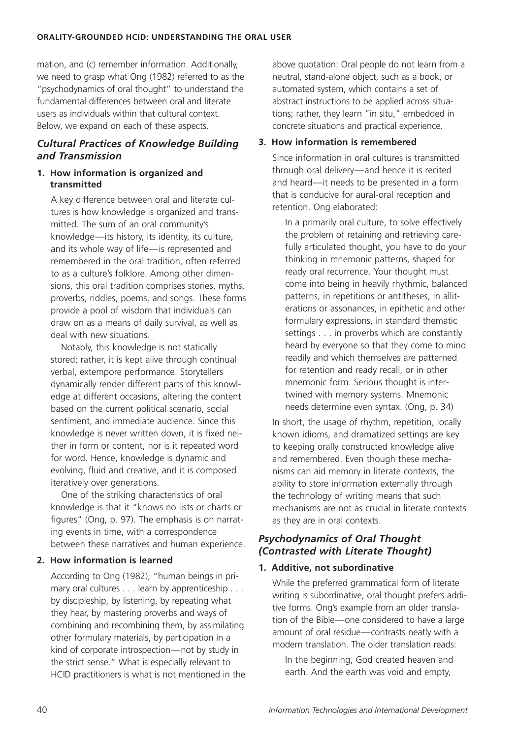mation, and (c) remember information. Additionally, we need to grasp what Ong (1982) referred to as the "psychodynamics of oral thought" to understand the fundamental differences between oral and literate users as individuals within that cultural context. Below, we expand on each of these aspects.

### *Cultural Practices of Knowledge Building and Transmission*

**1. How information is organized and transmitted**

A key difference between oral and literate cultures is how knowledge is organized and transmitted. The sum of an oral community's knowledge—its history, its identity, its culture, and its whole way of life—is represented and remembered in the oral tradition, often referred to as a culture's folklore. Among other dimensions, this oral tradition comprises stories, myths, proverbs, riddles, poems, and songs. These forms provide a pool of wisdom that individuals can draw on as a means of daily survival, as well as deal with new situations.

Notably, this knowledge is not statically stored; rather, it is kept alive through continual verbal, extempore performance. Storytellers dynamically render different parts of this knowledge at different occasions, altering the content based on the current political scenario, social sentiment, and immediate audience. Since this knowledge is never written down, it is fixed neither in form or content, nor is it repeated word for word. Hence, knowledge is dynamic and evolving, fluid and creative, and it is composed iteratively over generations.

One of the striking characteristics of oral knowledge is that it "knows no lists or charts or figures" (Ong, p. 97). The emphasis is on narrating events in time, with a correspondence between these narratives and human experience.

**2. How information is learned**

According to Ong (1982), "human beings in primary oral cultures . . . learn by apprenticeship . . . by discipleship, by listening, by repeating what they hear, by mastering proverbs and ways of combining and recombining them, by assimilating other formulary materials, by participation in a kind of corporate introspection—not by study in the strict sense." What is especially relevant to HCID practitioners is what is not mentioned in the above quotation: Oral people do not learn from a neutral, stand-alone object, such as a book, or automated system, which contains a set of abstract instructions to be applied across situations; rather, they learn "in situ," embedded in concrete situations and practical experience.

**3. How information is remembered**

Since information in oral cultures is transmitted through oral delivery—and hence it is recited and heard—it needs to be presented in a form that is conducive for aural-oral reception and retention. Ong elaborated:

> In a primarily oral culture, to solve effectively the problem of retaining and retrieving carefully articulated thought, you have to do your thinking in mnemonic patterns, shaped for ready oral recurrence. Your thought must come into being in heavily rhythmic, balanced patterns, in repetitions or antitheses, in alliterations or assonances, in epithetic and other formulary expressions, in standard thematic settings . . . in proverbs which are constantly heard by everyone so that they come to mind readily and which themselves are patterned for retention and ready recall, or in other mnemonic form. Serious thought is intertwined with memory systems. Mnemonic needs determine even syntax. (Ong, p. 34)

In short, the usage of rhythm, repetition, locally known idioms, and dramatized settings are key to keeping orally constructed knowledge alive and remembered. Even though these mechanisms can aid memory in literate contexts, the ability to store information externally through the technology of writing means that such mechanisms are not as crucial in literate contexts as they are in oral contexts.

### *Psychodynamics of Oral Thought (Contrasted with Literate Thought)*

**1. Additive, not subordinative**

While the preferred grammatical form of literate writing is subordinative, oral thought prefers additive forms. Ong's example from an older translation of the Bible—one considered to have a large amount of oral residue—contrasts neatly with a modern translation. The older translation reads:

> In the beginning, God created heaven and earth. And the earth was void and empty,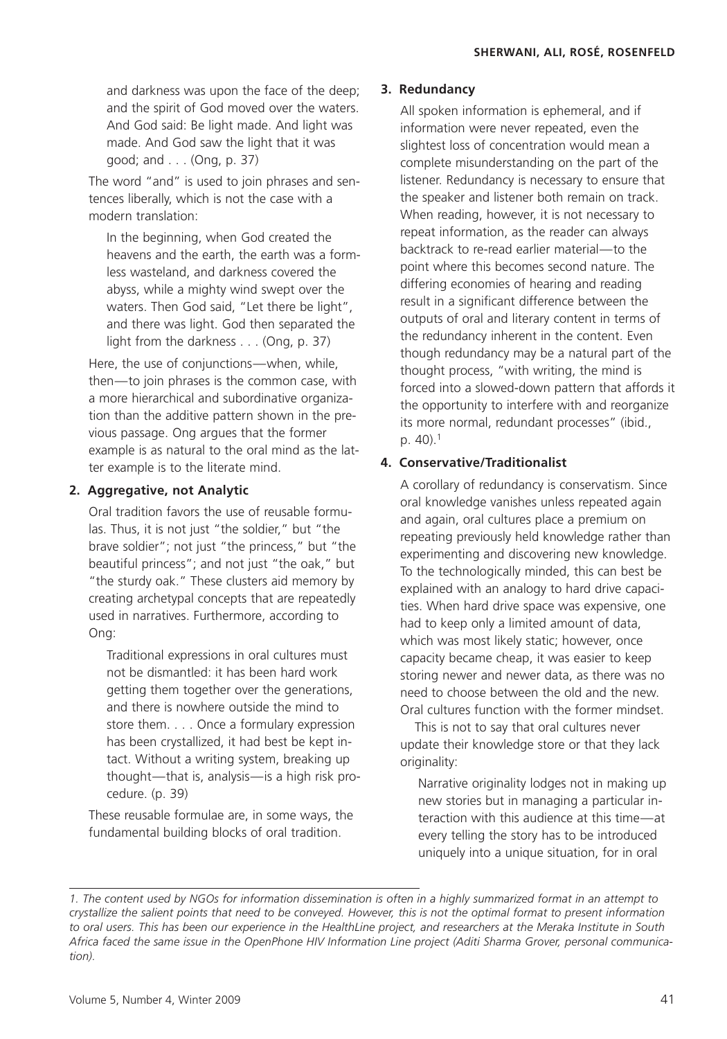> and darkness was upon the face of the deep; and the spirit of God moved over the waters. And God said: Be light made. And light was made. And God saw the light that it was good; and . . . (Ong, p. 37)

The word "and" is used to join phrases and sentences liberally, which is not the case with a modern translation:

> In the beginning, when God created the heavens and the earth, the earth was a formless wasteland, and darkness covered the abyss, while a mighty wind swept over the waters. Then God said, "Let there be light", and there was light. God then separated the light from the darkness . . . (Ong, p. 37)

Here, the use of conjunctions—when, while, then—to join phrases is the common case, with a more hierarchical and subordinative organization than the additive pattern shown in the previous passage. Ong argues that the former example is as natural to the oral mind as the latter example is to the literate mind.

**2. Aggregative, not Analytic**

Oral tradition favors the use of reusable formulas. Thus, it is not just "the soldier," but "the brave soldier"; not just "the princess," but "the beautiful princess"; and not just "the oak," but "the sturdy oak." These clusters aid memory by creating archetypal concepts that are repeatedly used in narratives. Furthermore, according to Ong:

> Traditional expressions in oral cultures must not be dismantled: it has been hard work getting them together over the generations, and there is nowhere outside the mind to store them. . . . Once a formulary expression has been crystallized, it had best be kept intact. Without a writing system, breaking up thought—that is, analysis—is a high risk procedure. (p. 39)

These reusable formulae are, in some ways, the fundamental building blocks of oral tradition.

**3. Redundancy**

All spoken information is ephemeral, and if information were never repeated, even the slightest loss of concentration would mean a complete misunderstanding on the part of the listener. Redundancy is necessary to ensure that the speaker and listener both remain on track. When reading, however, it is not necessary to repeat information, as the reader can always backtrack to re-read earlier material—to the point where this becomes second nature. The differing economies of hearing and reading result in a significant difference between the outputs of oral and literary content in terms of the redundancy inherent in the content. Even though redundancy may be a natural part of the thought process, "with writing, the mind is forced into a slowed-down pattern that affords it the opportunity to interfere with and reorganize its more normal, redundant processes" (ibid., p. 40).[1]

**4. Conservative/Traditionalist**

A corollary of redundancy is conservatism. Since oral knowledge vanishes unless repeated again and again, oral cultures place a premium on repeating previously held knowledge rather than experimenting and discovering new knowledge. To the technologically minded, this can best be explained with an analogy to hard drive capacities. When hard drive space was expensive, one had to keep only a limited amount of data, which was most likely static; however, once capacity became cheap, it was easier to keep storing newer and newer data, as there was no need to choose between the old and the new. Oral cultures function with the former mindset.

This is not to say that oral cultures never update their knowledge store or that they lack originality:

> Narrative originality lodges not in making up new stories but in managing a particular interaction with this audience at this time—at every telling the story has to be introduced uniquely into a unique situation, for in oral

---

*1. The content used by NGOs for information dissemination is often in a highly summarized format in an attempt to crystallize the salient points that need to be conveyed. However, this is not the optimal format to present information to oral users. This has been our experience in the HealthLine project, and researchers at the Meraka Institute in South Africa faced the same issue in the OpenPhone HIV Information Line project (Aditi Sharma Grover, personal communication).*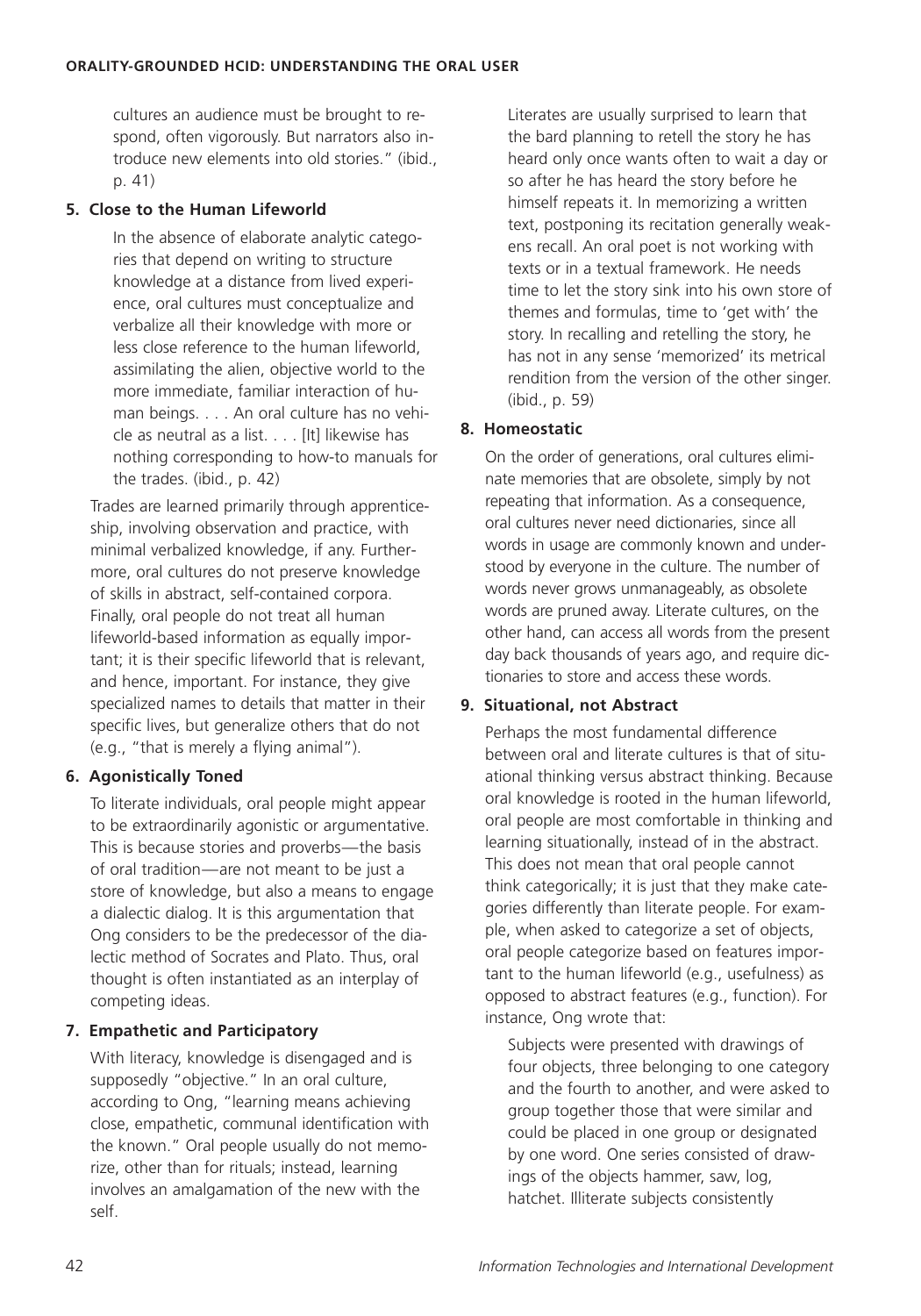cultures an audience must be brought to respond, often vigorously. But narrators also introduce new elements into old stories." (ibid., p. 41)

**5. Close to the Human Lifeworld**

> In the absence of elaborate analytic categories that depend on writing to structure knowledge at a distance from lived experience, oral cultures must conceptualize and verbalize all their knowledge with more or less close reference to the human lifeworld, assimilating the alien, objective world to the more immediate, familiar interaction of human beings. . . . An oral culture has no vehicle as neutral as a list. . . . [It] likewise has nothing corresponding to how-to manuals for the trades. (ibid., p. 42)

Trades are learned primarily through apprenticeship, involving observation and practice, with minimal verbalized knowledge, if any. Furthermore, oral cultures do not preserve knowledge of skills in abstract, self-contained corpora. Finally, oral people do not treat all human lifeworld-based information as equally important; it is their specific lifeworld that is relevant, and hence, important. For instance, they give specialized names to details that matter in their specific lives, but generalize others that do not (e.g., "that is merely a flying animal").

**6. Agonistically Toned**

To literate individuals, oral people might appear to be extraordinarily agonistic or argumentative. This is because stories and proverbs—the basis of oral tradition—are not meant to be just a store of knowledge, but also a means to engage a dialectic dialog. It is this argumentation that Ong considers to be the predecessor of the dialectic method of Socrates and Plato. Thus, oral thought is often instantiated as an interplay of competing ideas.

**7. Empathetic and Participatory**

With literacy, knowledge is disengaged and is supposedly "objective." In an oral culture, according to Ong, "learning means achieving close, empathetic, communal identification with the known." Oral people usually do not memorize, other than for rituals; instead, learning involves an amalgamation of the new with the self.

> Literates are usually surprised to learn that the bard planning to retell the story he has heard only once wants often to wait a day or so after he has heard the story before he himself repeats it. In memorizing a written text, postponing its recitation generally weakens recall. An oral poet is not working with texts or in a textual framework. He needs time to let the story sink into his own store of themes and formulas, time to 'get with' the story. In recalling and retelling the story, he has not in any sense 'memorized' its metrical rendition from the version of the other singer. (ibid., p. 59)

**8. Homeostatic**

On the order of generations, oral cultures eliminate memories that are obsolete, simply by not repeating that information. As a consequence, oral cultures never need dictionaries, since all words in usage are commonly known and understood by everyone in the culture. The number of words never grows unmanageably, as obsolete words are pruned away. Literate cultures, on the other hand, can access all words from the present day back thousands of years ago, and require dictionaries to store and access these words.

**9. Situational, not Abstract**

Perhaps the most fundamental difference between oral and literate cultures is that of situational thinking versus abstract thinking. Because oral knowledge is rooted in the human lifeworld, oral people are most comfortable in thinking and learning situationally, instead of in the abstract. This does not mean that oral people cannot think categorically; it is just that they make categories differently than literate people. For example, when asked to categorize a set of objects, oral people categorize based on features important to the human lifeworld (e.g., usefulness) as opposed to abstract features (e.g., function). For instance, Ong wrote that:

> Subjects were presented with drawings of four objects, three belonging to one category and the fourth to another, and were asked to group together those that were similar and could be placed in one group or designated by one word. One series consisted of drawings of the objects hammer, saw, log, hatchet. Illiterate subjects consistently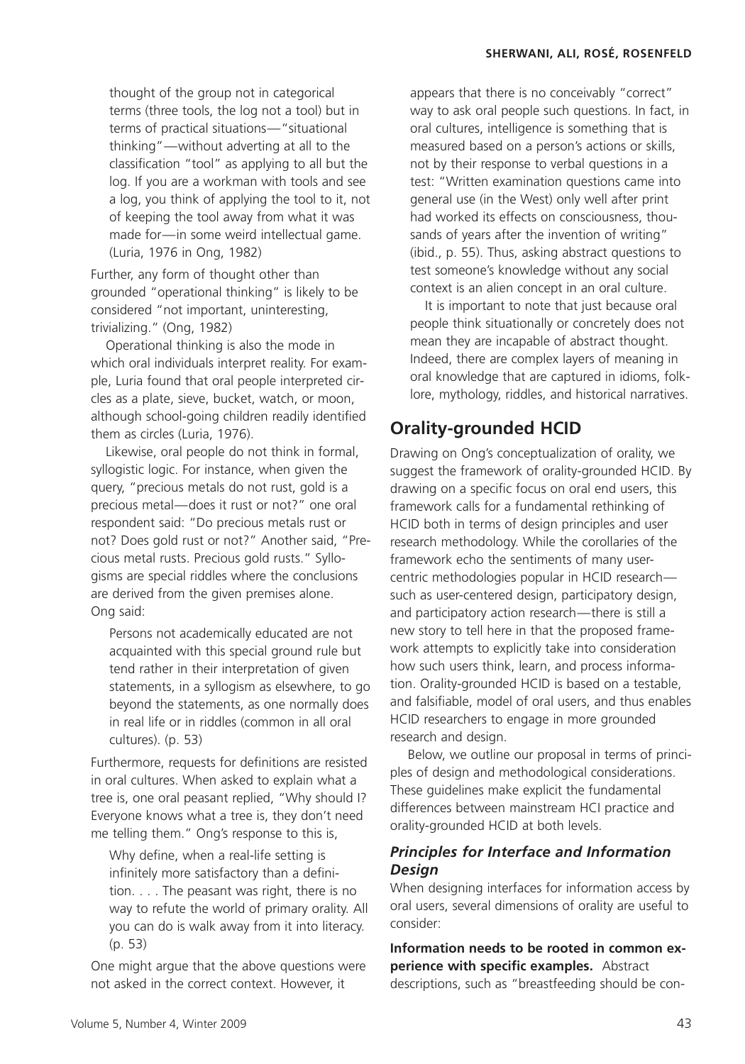> thought of the group not in categorical terms (three tools, the log not a tool) but in terms of practical situations—"situational thinking"—without adverting at all to the classification "tool" as applying to all but the log. If you are a workman with tools and see a log, you think of applying the tool to it, not of keeping the tool away from what it was made for—in some weird intellectual game. (Luria, 1976 in Ong, 1982)

Further, any form of thought other than grounded "operational thinking" is likely to be considered "not important, uninteresting, trivializing." (Ong, 1982)

Operational thinking is also the mode in which oral individuals interpret reality. For example, Luria found that oral people interpreted circles as a plate, sieve, bucket, watch, or moon, although school-going children readily identified them as circles (Luria, 1976).

Likewise, oral people do not think in formal, syllogistic logic. For instance, when given the query, "precious metals do not rust, gold is a precious metal—does it rust or not?" one oral respondent said: "Do precious metals rust or not? Does gold rust or not?" Another said, "Precious metal rusts. Precious gold rusts." Syllogisms are special riddles where the conclusions are derived from the given premises alone. Ong said:

> Persons not academically educated are not acquainted with this special ground rule but tend rather in their interpretation of given statements, in a syllogism as elsewhere, to go beyond the statements, as one normally does in real life or in riddles (common in all oral cultures). (p. 53)

Furthermore, requests for definitions are resisted in oral cultures. When asked to explain what a tree is, one oral peasant replied, "Why should I? Everyone knows what a tree is, they don't need me telling them." Ong's response to this is,

> Why define, when a real-life setting is infinitely more satisfactory than a definition. . . . The peasant was right, there is no way to refute the world of primary orality. All you can do is walk away from it into literacy. (p. 53)

One might argue that the above questions were not asked in the correct context. However, it appears that there is no conceivably "correct" way to ask oral people such questions. In fact, in oral cultures, intelligence is something that is measured based on a person's actions or skills, not by their response to verbal questions in a test: "Written examination questions came into general use (in the West) only well after print had worked its effects on consciousness, thousands of years after the invention of writing" (ibid., p. 55). Thus, asking abstract questions to test someone's knowledge without any social context is an alien concept in an oral culture.

It is important to note that just because oral people think situationally or concretely does not mean they are incapable of abstract thought. Indeed, there are complex layers of meaning in oral knowledge that are captured in idioms, folklore, mythology, riddles, and historical narratives.

## Orality-grounded HCID

Drawing on Ong's conceptualization of orality, we suggest the framework of orality-grounded HCID. By drawing on a specific focus on oral end users, this framework calls for a fundamental rethinking of HCID both in terms of design principles and user research methodology. While the corollaries of the framework echo the sentiments of many user-centric methodologies popular in HCID research—such as user-centered design, participatory design, and participatory action research—there is still a new story to tell here in that the proposed framework attempts to explicitly take into consideration how such users think, learn, and process information. Orality-grounded HCID is based on a testable, and falsifiable, model of oral users, and thus enables HCID researchers to engage in more grounded research and design.

Below, we outline our proposal in terms of principles of design and methodological considerations. These guidelines make explicit the fundamental differences between mainstream HCI practice and orality-grounded HCID at both levels.

### *Principles for Interface and Information Design*

When designing interfaces for information access by oral users, several dimensions of orality are useful to consider:

**Information needs to be rooted in common experience with specific examples.** Abstract descriptions, such as "breastfeeding should be con-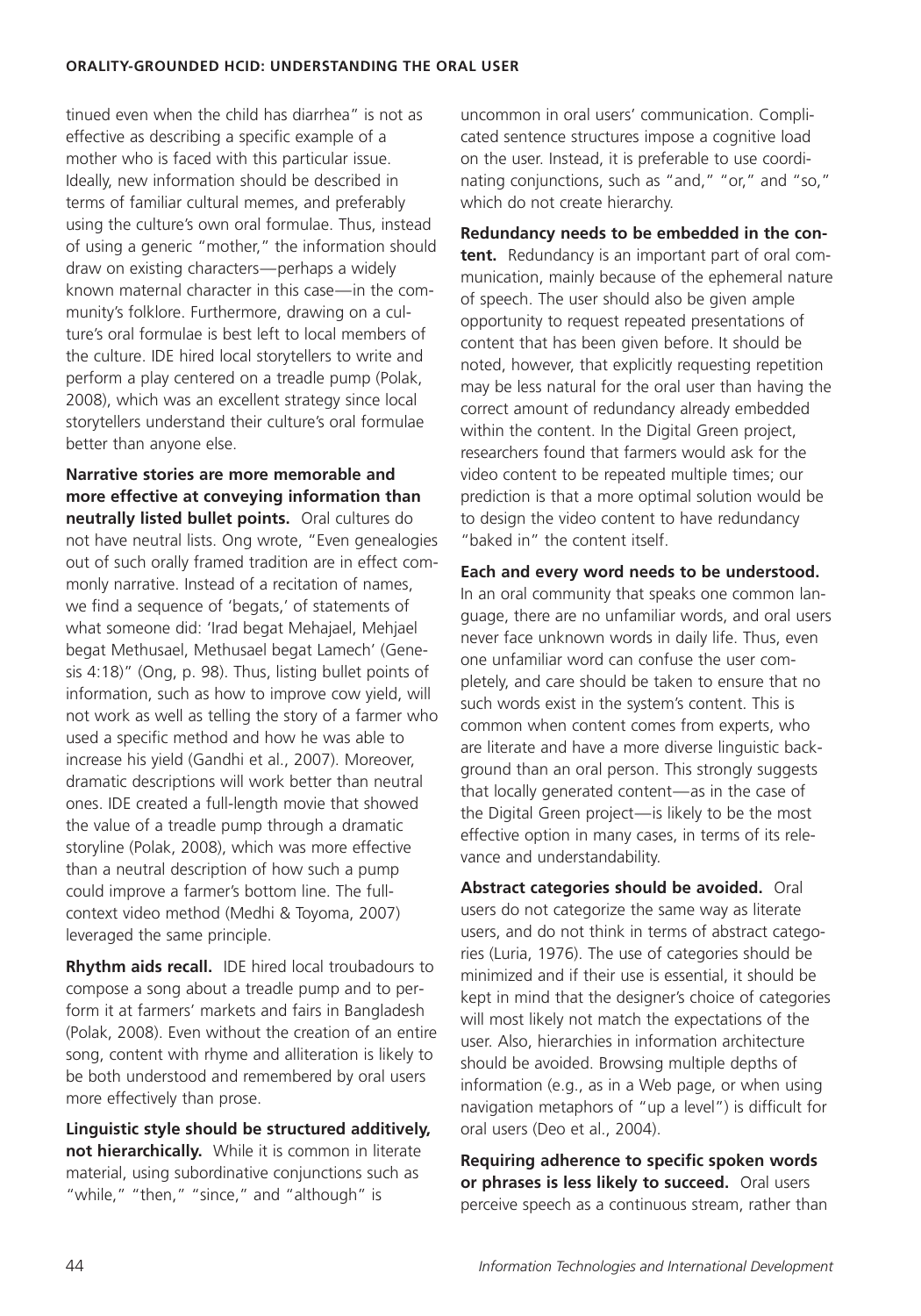tinued even when the child has diarrhea" is not as effective as describing a specific example of a mother who is faced with this particular issue. Ideally, new information should be described in terms of familiar cultural memes, and preferably using the culture's own oral formulae. Thus, instead of using a generic "mother," the information should draw on existing characters—perhaps a widely known maternal character in this case—in the community's folklore. Furthermore, drawing on a culture's oral formulae is best left to local members of the culture. IDE hired local storytellers to write and perform a play centered on a treadle pump (Polak, 2008), which was an excellent strategy since local storytellers understand their culture's oral formulae better than anyone else.

**Narrative stories are more memorable and more effective at conveying information than neutrally listed bullet points.** Oral cultures do not have neutral lists. Ong wrote, "Even genealogies out of such orally framed tradition are in effect commonly narrative. Instead of a recitation of names, we find a sequence of 'begats,' of statements of what someone did: 'Irad begat Mehajael, Mehjael begat Methusael, Methusael begat Lamech' (Genesis 4:18)" (Ong, p. 98). Thus, listing bullet points of information, such as how to improve cow yield, will not work as well as telling the story of a farmer who used a specific method and how he was able to increase his yield (Gandhi et al., 2007). Moreover, dramatic descriptions will work better than neutral ones. IDE created a full-length movie that showed the value of a treadle pump through a dramatic storyline (Polak, 2008), which was more effective than a neutral description of how such a pump could improve a farmer's bottom line. The full-context video method (Medhi & Toyoma, 2007) leveraged the same principle.

**Rhythm aids recall.** IDE hired local troubadours to compose a song about a treadle pump and to perform it at farmers' markets and fairs in Bangladesh (Polak, 2008). Even without the creation of an entire song, content with rhyme and alliteration is likely to be both understood and remembered by oral users more effectively than prose.

**Linguistic style should be structured additively, not hierarchically.** While it is common in literate material, using subordinative conjunctions such as "while," "then," "since," and "although" is uncommon in oral users' communication. Complicated sentence structures impose a cognitive load on the user. Instead, it is preferable to use coordinating conjunctions, such as "and," "or," and "so," which do not create hierarchy.

**Redundancy needs to be embedded in the content.** Redundancy is an important part of oral communication, mainly because of the ephemeral nature of speech. The user should also be given ample opportunity to request repeated presentations of content that has been given before. It should be noted, however, that explicitly requesting repetition may be less natural for the oral user than having the correct amount of redundancy already embedded within the content. In the Digital Green project, researchers found that farmers would ask for the video content to be repeated multiple times; our prediction is that a more optimal solution would be to design the video content to have redundancy "baked in" the content itself.

**Each and every word needs to be understood.** In an oral community that speaks one common language, there are no unfamiliar words, and oral users never face unknown words in daily life. Thus, even one unfamiliar word can confuse the user completely, and care should be taken to ensure that no such words exist in the system's content. This is common when content comes from experts, who are literate and have a more diverse linguistic background than an oral person. This strongly suggests that locally generated content—as in the case of the Digital Green project—is likely to be the most effective option in many cases, in terms of its relevance and understandability.

**Abstract categories should be avoided.** Oral users do not categorize the same way as literate users, and do not think in terms of abstract categories (Luria, 1976). The use of categories should be minimized and if their use is essential, it should be kept in mind that the designer's choice of categories will most likely not match the expectations of the user. Also, hierarchies in information architecture should be avoided. Browsing multiple depths of information (e.g., as in a Web page, or when using navigation metaphors of "up a level") is difficult for oral users (Deo et al., 2004).

**Requiring adherence to specific spoken words or phrases is less likely to succeed.** Oral users perceive speech as a continuous stream, rather than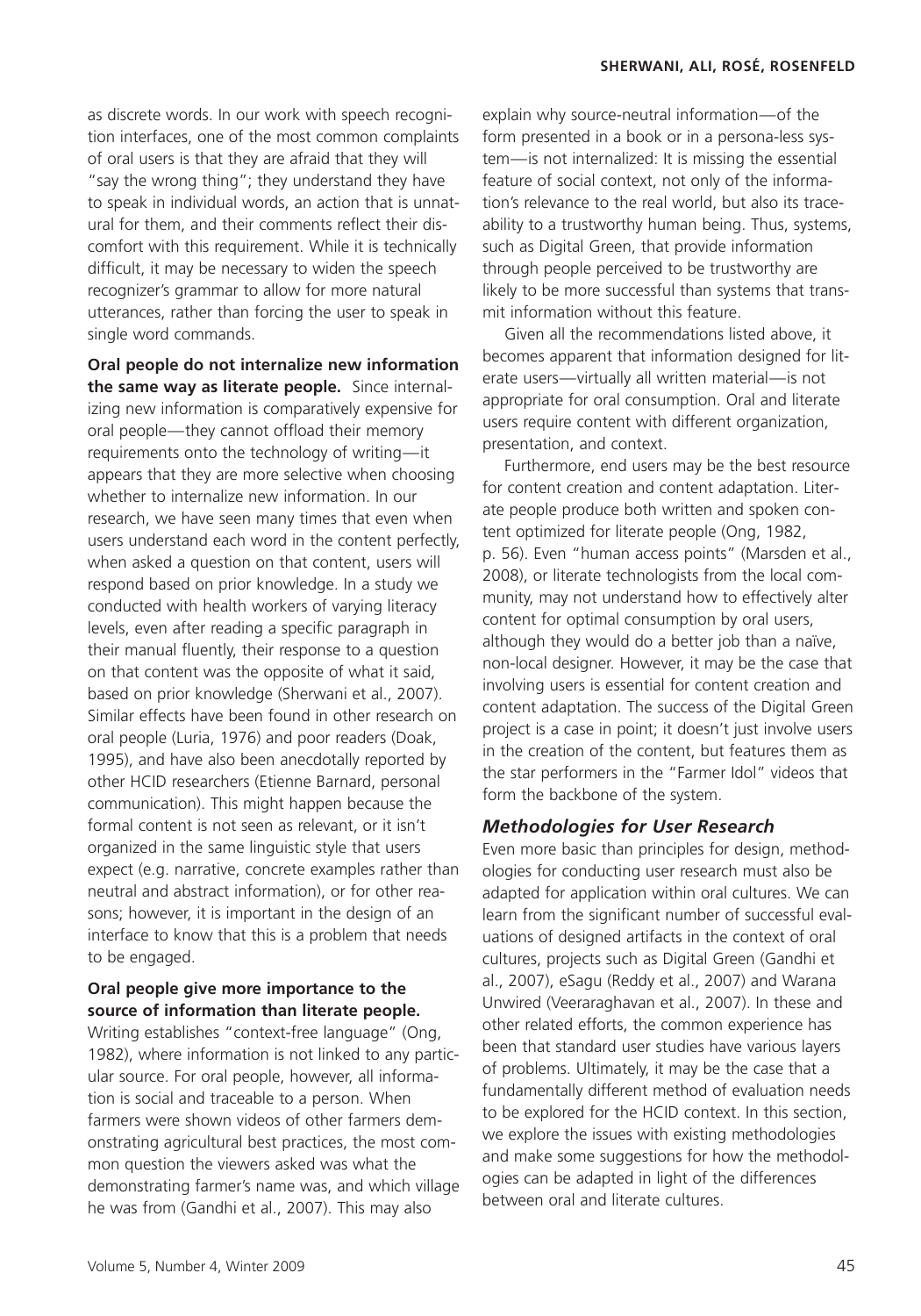as discrete words. In our work with speech recognition interfaces, one of the most common complaints of oral users is that they are afraid that they will "say the wrong thing"; they understand they have to speak in individual words, an action that is unnatural for them, and their comments reflect their discomfort with this requirement. While it is technically difficult, it may be necessary to widen the speech recognizer's grammar to allow for more natural utterances, rather than forcing the user to speak in single word commands.

**Oral people do not internalize new information the same way as literate people.** Since internalizing new information is comparatively expensive for oral people—they cannot offload their memory requirements onto the technology of writing—it appears that they are more selective when choosing whether to internalize new information. In our research, we have seen many times that even when users understand each word in the content perfectly, when asked a question on that content, users will respond based on prior knowledge. In a study we conducted with health workers of varying literacy levels, even after reading a specific paragraph in their manual fluently, their response to a question on that content was the opposite of what it said, based on prior knowledge (Sherwani et al., 2007). Similar effects have been found in other research on oral people (Luria, 1976) and poor readers (Doak, 1995), and have also been anecdotally reported by other HCID researchers (Etienne Barnard, personal communication). This might happen because the formal content is not seen as relevant, or it isn't organized in the same linguistic style that users expect (e.g. narrative, concrete examples rather than neutral and abstract information), or for other reasons; however, it is important in the design of an interface to know that this is a problem that needs to be engaged.

**Oral people give more importance to the source of information than literate people.** Writing establishes "context-free language" (Ong, 1982), where information is not linked to any particular source. For oral people, however, all information is social and traceable to a person. When farmers were shown videos of other farmers demonstrating agricultural best practices, the most common question the viewers asked was what the demonstrating farmer's name was, and which village he was from (Gandhi et al., 2007). This may also explain why source-neutral information—of the form presented in a book or in a persona-less system—is not internalized: It is missing the essential feature of social context, not only of the information's relevance to the real world, but also its traceability to a trustworthy human being. Thus, systems, such as Digital Green, that provide information through people perceived to be trustworthy are likely to be more successful than systems that transmit information without this feature.

Given all the recommendations listed above, it becomes apparent that information designed for literate users—virtually all written material—is not appropriate for oral consumption. Oral and literate users require content with different organization, presentation, and context.

Furthermore, end users may be the best resource for content creation and content adaptation. Literate people produce both written and spoken content optimized for literate people (Ong, 1982, p. 56). Even "human access points" (Marsden et al., 2008), or literate technologists from the local community, may not understand how to effectively alter content for optimal consumption by oral users, although they would do a better job than a naïve, non-local designer. However, it may be the case that involving users is essential for content creation and content adaptation. The success of the Digital Green project is a case in point; it doesn't just involve users in the creation of the content, but features them as the star performers in the "Farmer Idol" videos that form the backbone of the system.

### *Methodologies for User Research*

Even more basic than principles for design, methodologies for conducting user research must also be adapted for application within oral cultures. We can learn from the significant number of successful evaluations of designed artifacts in the context of oral cultures, projects such as Digital Green (Gandhi et al., 2007), eSagu (Reddy et al., 2007) and Warana Unwired (Veeraraghavan et al., 2007). In these and other related efforts, the common experience has been that standard user studies have various layers of problems. Ultimately, it may be the case that a fundamentally different method of evaluation needs to be explored for the HCID context. In this section, we explore the issues with existing methodologies and make some suggestions for how the methodologies can be adapted in light of the differences between oral and literate cultures.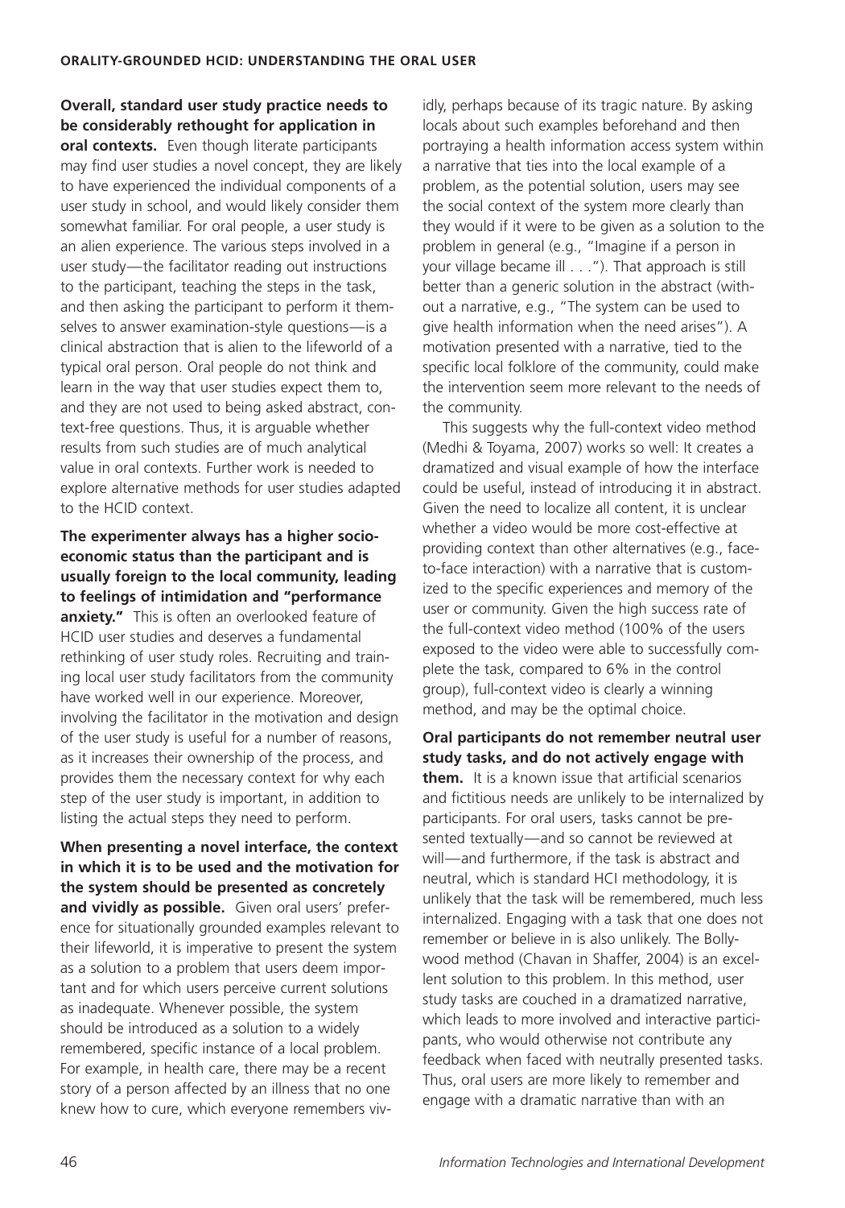**Overall, standard user study practice needs to be considerably rethought for application in oral contexts.** Even though literate participants may find user studies a novel concept, they are likely to have experienced the individual components of a user study in school, and would likely consider them somewhat familiar. For oral people, a user study is an alien experience. The various steps involved in a user study—the facilitator reading out instructions to the participant, teaching the steps in the task, and then asking the participant to perform it themselves to answer examination-style questions—is a clinical abstraction that is alien to the lifeworld of a typical oral person. Oral people do not think and learn in the way that user studies expect them to, and they are not used to being asked abstract, context-free questions. Thus, it is arguable whether results from such studies are of much analytical value in oral contexts. Further work is needed to explore alternative methods for user studies adapted to the HCID context.

**The experimenter always has a higher socioeconomic status than the participant and is usually foreign to the local community, leading to feelings of intimidation and "performance anxiety."** This is often an overlooked feature of HCID user studies and deserves a fundamental rethinking of user study roles. Recruiting and training local user study facilitators from the community have worked well in our experience. Moreover, involving the facilitator in the motivation and design of the user study is useful for a number of reasons, as it increases their ownership of the process, and provides them the necessary context for why each step of the user study is important, in addition to listing the actual steps they need to perform.

**When presenting a novel interface, the context in which it is to be used and the motivation for the system should be presented as concretely and vividly as possible.** Given oral users' preference for situationally grounded examples relevant to their lifeworld, it is imperative to present the system as a solution to a problem that users deem important and for which users perceive current solutions as inadequate. Whenever possible, the system should be introduced as a solution to a widely remembered, specific instance of a local problem. For example, in health care, there may be a recent story of a person affected by an illness that no one knew how to cure, which everyone remembers vividly, perhaps because of its tragic nature. By asking locals about such examples beforehand and then portraying a health information access system within a narrative that ties into the local example of a problem, as the potential solution, users may see the social context of the system more clearly than they would if it were to be given as a solution to the problem in general (e.g., "Imagine if a person in your village became ill . . ."). That approach is still better than a generic solution in the abstract (without a narrative, e.g., "The system can be used to give health information when the need arises"). A motivation presented with a narrative, tied to the specific local folklore of the community, could make the intervention seem more relevant to the needs of the community.

This suggests why the full-context video method (Medhi & Toyama, 2007) works so well: It creates a dramatized and visual example of how the interface could be useful, instead of introducing it in abstract. Given the need to localize all content, it is unclear whether a video would be more cost-effective at providing context than other alternatives (e.g., face-to-face interaction) with a narrative that is customized to the specific experiences and memory of the user or community. Given the high success rate of the full-context video method (100% of the users exposed to the video were able to successfully complete the task, compared to 6% in the control group), full-context video is clearly a winning method, and may be the optimal choice.

**Oral participants do not remember neutral user study tasks, and do not actively engage with them.** It is a known issue that artificial scenarios and fictitious needs are unlikely to be internalized by participants. For oral users, tasks cannot be presented textually—and so cannot be reviewed at will—and furthermore, if the task is abstract and neutral, which is standard HCI methodology, it is unlikely that the task will be remembered, much less internalized. Engaging with a task that one does not remember or believe in is also unlikely. The Bollywood method (Chavan in Shaffer, 2004) is an excellent solution to this problem. In this method, user study tasks are couched in a dramatized narrative, which leads to more involved and interactive participants, who would otherwise not contribute any feedback when faced with neutrally presented tasks. Thus, oral users are more likely to remember and engage with a dramatic narrative than with an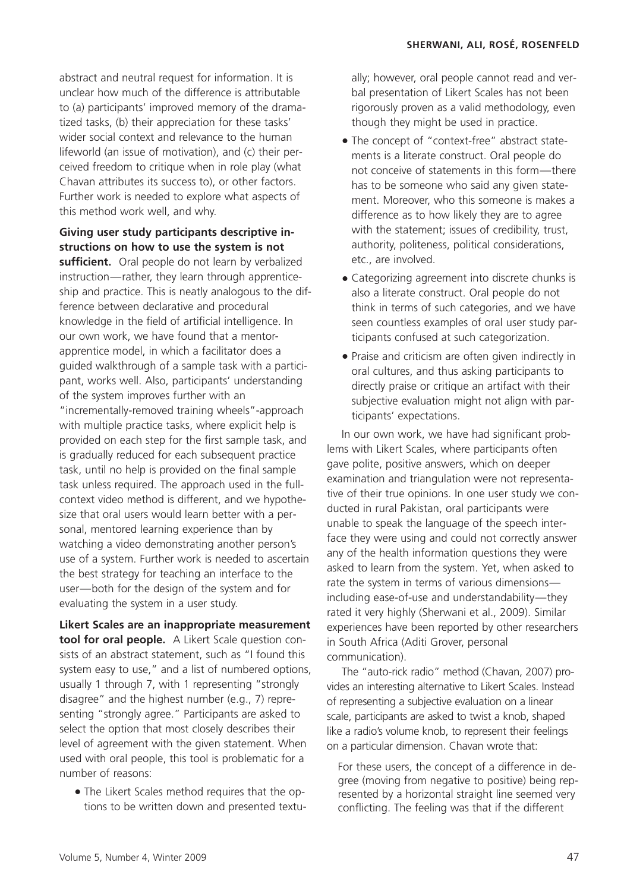abstract and neutral request for information. It is unclear how much of the difference is attributable to (a) participants' improved memory of the dramatized tasks, (b) their appreciation for these tasks' wider social context and relevance to the human lifeworld (an issue of motivation), and (c) their perceived freedom to critique when in role play (what Chavan attributes its success to), or other factors. Further work is needed to explore what aspects of this method work well, and why.

**Giving user study participants descriptive instructions on how to use the system is not sufficient.** Oral people do not learn by verbalized instruction—rather, they learn through apprenticeship and practice. This is neatly analogous to the difference between declarative and procedural knowledge in the field of artificial intelligence. In our own work, we have found that a mentor-apprentice model, in which a facilitator does a guided walkthrough of a sample task with a participant, works well. Also, participants' understanding of the system improves further with an "incrementally-removed training wheels"-approach with multiple practice tasks, where explicit help is provided on each step for the first sample task, and is gradually reduced for each subsequent practice task, until no help is provided on the final sample task unless required. The approach used in the full-context video method is different, and we hypothesize that oral users would learn better with a personal, mentored learning experience than by watching a video demonstrating another person's use of a system. Further work is needed to ascertain the best strategy for teaching an interface to the user—both for the design of the system and for evaluating the system in a user study.

**Likert Scales are an inappropriate measurement tool for oral people.** A Likert Scale question consists of an abstract statement, such as "I found this system easy to use," and a list of numbered options, usually 1 through 7, with 1 representing "strongly disagree" and the highest number (e.g., 7) representing "strongly agree." Participants are asked to select the option that most closely describes their level of agreement with the given statement. When used with oral people, this tool is problematic for a number of reasons:

- The Likert Scales method requires that the options to be written down and presented textually; however, oral people cannot read and verbal presentation of Likert Scales has not been rigorously proven as a valid methodology, even though they might be used in practice.
- The concept of "context-free" abstract statements is a literate construct. Oral people do not conceive of statements in this form—there has to be someone who said any given statement. Moreover, who this someone is makes a difference as to how likely they are to agree with the statement; issues of credibility, trust, authority, politeness, political considerations, etc., are involved.
- Categorizing agreement into discrete chunks is also a literate construct. Oral people do not think in terms of such categories, and we have seen countless examples of oral user study participants confused at such categorization.
- Praise and criticism are often given indirectly in oral cultures, and thus asking participants to directly praise or critique an artifact with their subjective evaluation might not align with participants' expectations.

In our own work, we have had significant problems with Likert Scales, where participants often gave polite, positive answers, which on deeper examination and triangulation were not representative of their true opinions. In one user study we conducted in rural Pakistan, oral participants were unable to speak the language of the speech interface they were using and could not correctly answer any of the health information questions they were asked to learn from the system. Yet, when asked to rate the system in terms of various dimensions—including ease-of-use and understandability—they rated it very highly (Sherwani et al., 2009). Similar experiences have been reported by other researchers in South Africa (Aditi Grover, personal communication).

The "auto-rick radio" method (Chavan, 2007) provides an interesting alternative to Likert Scales. Instead of representing a subjective evaluation on a linear scale, participants are asked to twist a knob, shaped like a radio's volume knob, to represent their feelings on a particular dimension. Chavan wrote that:

> For these users, the concept of a difference in degree (moving from negative to positive) being represented by a horizontal straight line seemed very conflicting. The feeling was that if the different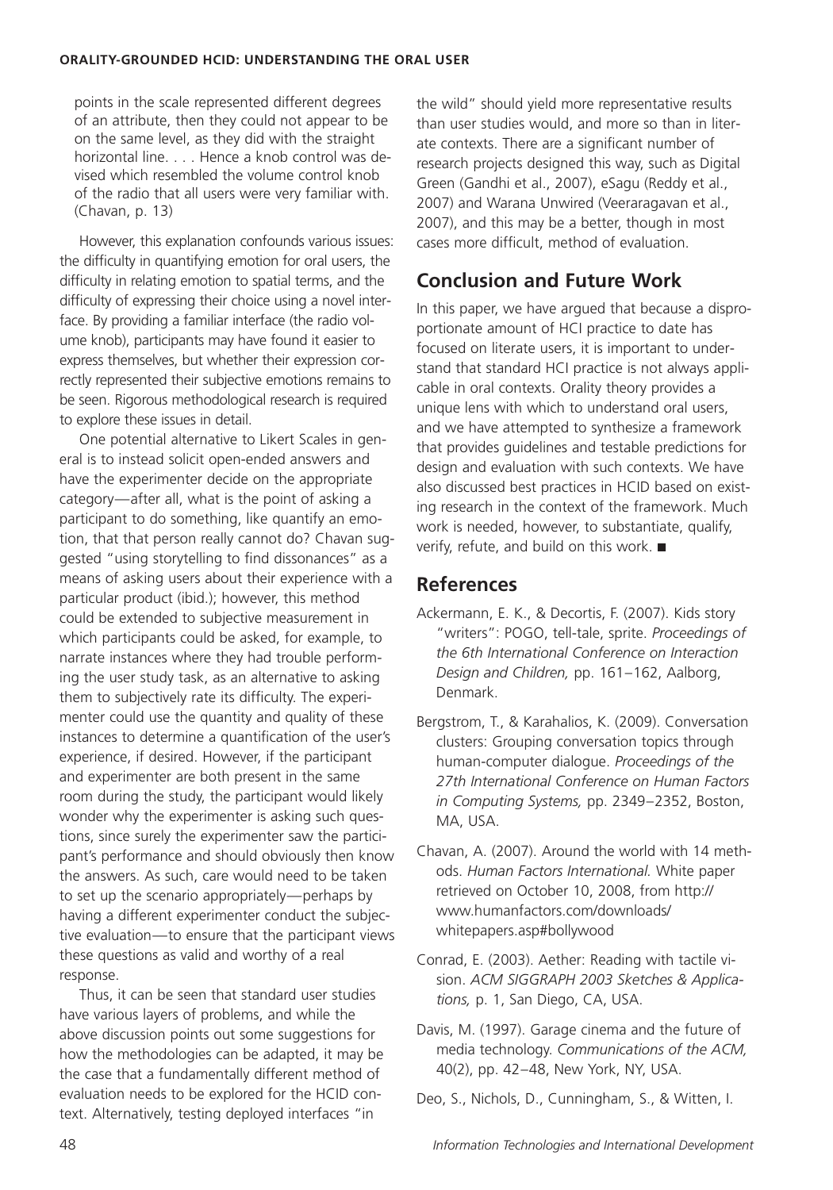points in the scale represented different degrees of an attribute, then they could not appear to be on the same level, as they did with the straight horizontal line. . . . Hence a knob control was devised which resembled the volume control knob of the radio that all users were very familiar with. (Chavan, p. 13)

However, this explanation confounds various issues: the difficulty in quantifying emotion for oral users, the difficulty in relating emotion to spatial terms, and the difficulty of expressing their choice using a novel interface. By providing a familiar interface (the radio volume knob), participants may have found it easier to express themselves, but whether their expression correctly represented their subjective emotions remains to be seen. Rigorous methodological research is required to explore these issues in detail.

One potential alternative to Likert Scales in general is to instead solicit open-ended answers and have the experimenter decide on the appropriate category—after all, what is the point of asking a participant to do something, like quantify an emotion, that that person really cannot do? Chavan suggested "using storytelling to find dissonances" as a means of asking users about their experience with a particular product (ibid.); however, this method could be extended to subjective measurement in which participants could be asked, for example, to narrate instances where they had trouble performing the user study task, as an alternative to asking them to subjectively rate its difficulty. The experimenter could use the quantity and quality of these instances to determine a quantification of the user's experience, if desired. However, if the participant and experimenter are both present in the same room during the study, the participant would likely wonder why the experimenter is asking such questions, since surely the experimenter saw the participant's performance and should obviously then know the answers. As such, care would need to be taken to set up the scenario appropriately—perhaps by having a different experimenter conduct the subjective evaluation—to ensure that the participant views these questions as valid and worthy of a real response.

Thus, it can be seen that standard user studies have various layers of problems, and while the above discussion points out some suggestions for how the methodologies can be adapted, it may be the case that a fundamentally different method of evaluation needs to be explored for the HCID context. Alternatively, testing deployed interfaces "in the wild" should yield more representative results than user studies would, and more so than in literate contexts. There are a significant number of research projects designed this way, such as Digital Green (Gandhi et al., 2007), eSagu (Reddy et al., 2007) and Warana Unwired (Veeraragavan et al., 2007), and this may be a better, though in most cases more difficult, method of evaluation.

## Conclusion and Future Work

In this paper, we have argued that because a disproportionate amount of HCI practice to date has focused on literate users, it is important to understand that standard HCI practice is not always applicable in oral contexts. Orality theory provides a unique lens with which to understand oral users, and we have attempted to synthesize a framework that provides guidelines and testable predictions for design and evaluation with such contexts. We have also discussed best practices in HCID based on existing research in the context of the framework. Much work is needed, however, to substantiate, qualify, verify, refute, and build on this work. ■

## References

Ackermann, E. K., & Decortis, F. (2007). Kids story "writers": POGO, tell-tale, sprite. *Proceedings of the 6th International Conference on Interaction Design and Children,* pp. 161–162, Aalborg, Denmark.

Bergstrom, T., & Karahalios, K. (2009). Conversation clusters: Grouping conversation topics through human-computer dialogue. *Proceedings of the 27th International Conference on Human Factors in Computing Systems,* pp. 2349–2352, Boston, MA, USA.

Chavan, A. (2007). Around the world with 14 methods. *Human Factors International.* White paper retrieved on October 10, 2008, from http://www.humanfactors.com/downloads/whitepapers.asp#bollywood

Conrad, E. (2003). Aether: Reading with tactile vision. *ACM SIGGRAPH 2003 Sketches & Applications,* p. 1, San Diego, CA, USA.

Davis, M. (1997). Garage cinema and the future of media technology. *Communications of the ACM,* 40(2), pp. 42–48, New York, NY, USA.

Deo, S., Nichols, D., Cunningham, S., & Witten, I.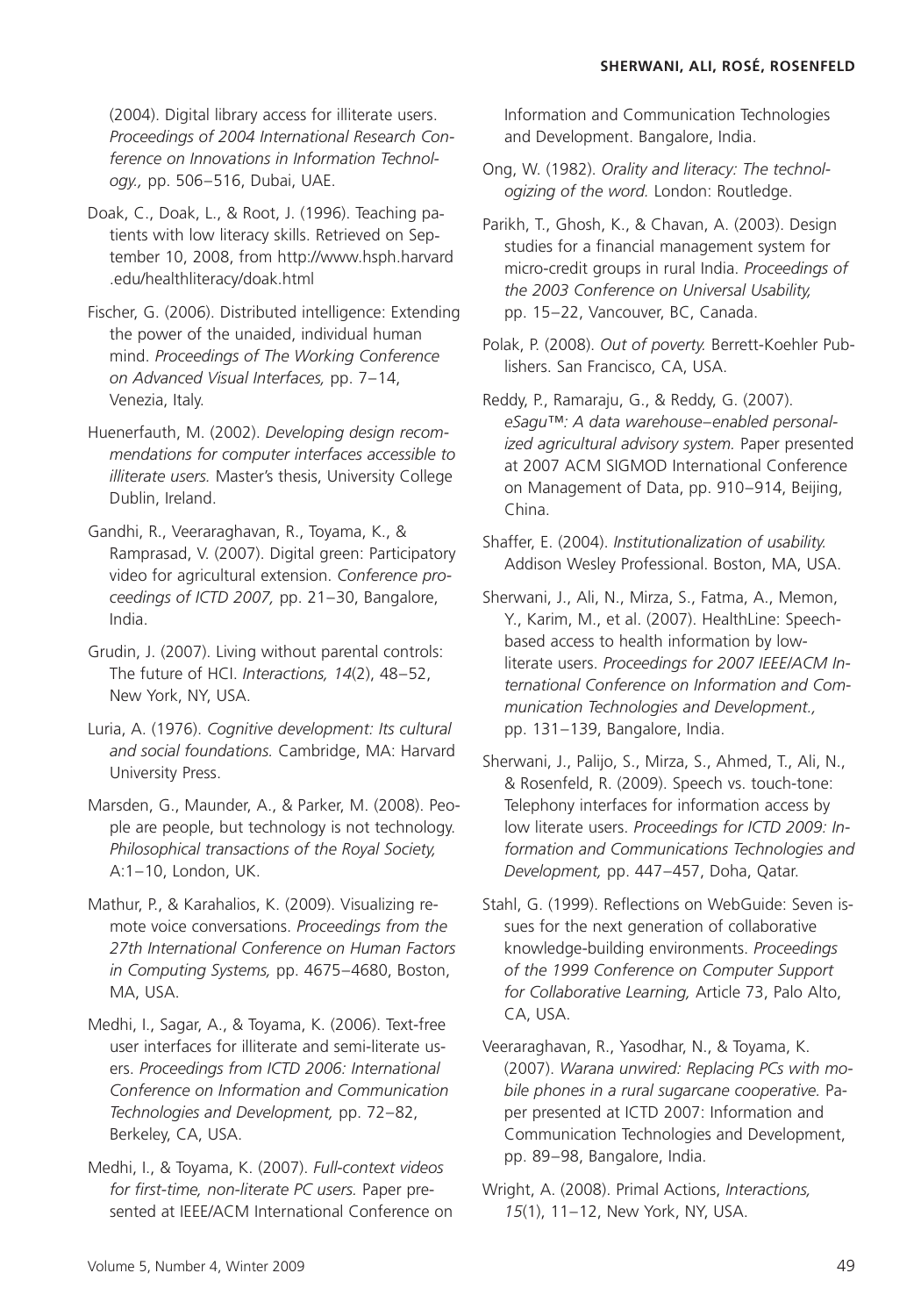(2004). Digital library access for illiterate users. *Proceedings of 2004 International Research Conference on Innovations in Information Technology.,* pp. 506–516, Dubai, UAE.

Doak, C., Doak, L., & Root, J. (1996). Teaching patients with low literacy skills. Retrieved on September 10, 2008, from http://www.hsph.harvard.edu/healthliteracy/doak.html

Fischer, G. (2006). Distributed intelligence: Extending the power of the unaided, individual human mind. *Proceedings of The Working Conference on Advanced Visual Interfaces,* pp. 7–14, Venezia, Italy.

Huenerfauth, M. (2002). *Developing design recommendations for computer interfaces accessible to illiterate users.* Master's thesis, University College Dublin, Ireland.

Gandhi, R., Veeraraghavan, R., Toyama, K., & Ramprasad, V. (2007). Digital green: Participatory video for agricultural extension. *Conference proceedings of ICTD 2007,* pp. 21–30, Bangalore, India.

Grudin, J. (2007). Living without parental controls: The future of HCI. *Interactions, 14*(2), 48–52, New York, NY, USA.

Luria, A. (1976). *Cognitive development: Its cultural and social foundations.* Cambridge, MA: Harvard University Press.

Marsden, G., Maunder, A., & Parker, M. (2008). People are people, but technology is not technology. *Philosophical transactions of the Royal Society,* A:1–10, London, UK.

Mathur, P., & Karahalios, K. (2009). Visualizing remote voice conversations. *Proceedings from the 27th International Conference on Human Factors in Computing Systems,* pp. 4675–4680, Boston, MA, USA.

Medhi, I., Sagar, A., & Toyama, K. (2006). Text-free user interfaces for illiterate and semi-literate users. *Proceedings from ICTD 2006: International Conference on Information and Communication Technologies and Development,* pp. 72–82, Berkeley, CA, USA.

Medhi, I., & Toyama, K. (2007). *Full-context videos for first-time, non-literate PC users.* Paper presented at IEEE/ACM International Conference on Information and Communication Technologies and Development. Bangalore, India.

Ong, W. (1982). *Orality and literacy: The technologizing of the word.* London: Routledge.

Parikh, T., Ghosh, K., & Chavan, A. (2003). Design studies for a financial management system for micro-credit groups in rural India. *Proceedings of the 2003 Conference on Universal Usability,* pp. 15–22, Vancouver, BC, Canada.

Polak, P. (2008). *Out of poverty.* Berrett-Koehler Publishers. San Francisco, CA, USA.

Reddy, P., Ramaraju, G., & Reddy, G. (2007). *eSagu™: A data warehouse–enabled personalized agricultural advisory system.* Paper presented at 2007 ACM SIGMOD International Conference on Management of Data, pp. 910–914, Beijing, China.

Shaffer, E. (2004). *Institutionalization of usability.* Addison Wesley Professional. Boston, MA, USA.

Sherwani, J., Ali, N., Mirza, S., Fatma, A., Memon, Y., Karim, M., et al. (2007). HealthLine: Speech-based access to health information by low-literate users. *Proceedings for 2007 IEEE/ACM International Conference on Information and Communication Technologies and Development.,* pp. 131–139, Bangalore, India.

Sherwani, J., Palijo, S., Mirza, S., Ahmed, T., Ali, N., & Rosenfeld, R. (2009). Speech vs. touch-tone: Telephony interfaces for information access by low literate users. *Proceedings for ICTD 2009: Information and Communications Technologies and Development,* pp. 447–457, Doha, Qatar.

Stahl, G. (1999). Reflections on WebGuide: Seven issues for the next generation of collaborative knowledge-building environments. *Proceedings of the 1999 Conference on Computer Support for Collaborative Learning,* Article 73, Palo Alto, CA, USA.

Veeraraghavan, R., Yasodhar, N., & Toyama, K. (2007). *Warana unwired: Replacing PCs with mobile phones in a rural sugarcane cooperative.* Paper presented at ICTD 2007: Information and Communication Technologies and Development, pp. 89–98, Bangalore, India.

Wright, A. (2008). Primal Actions, *Interactions, 15*(1), 11–12, New York, NY, USA.